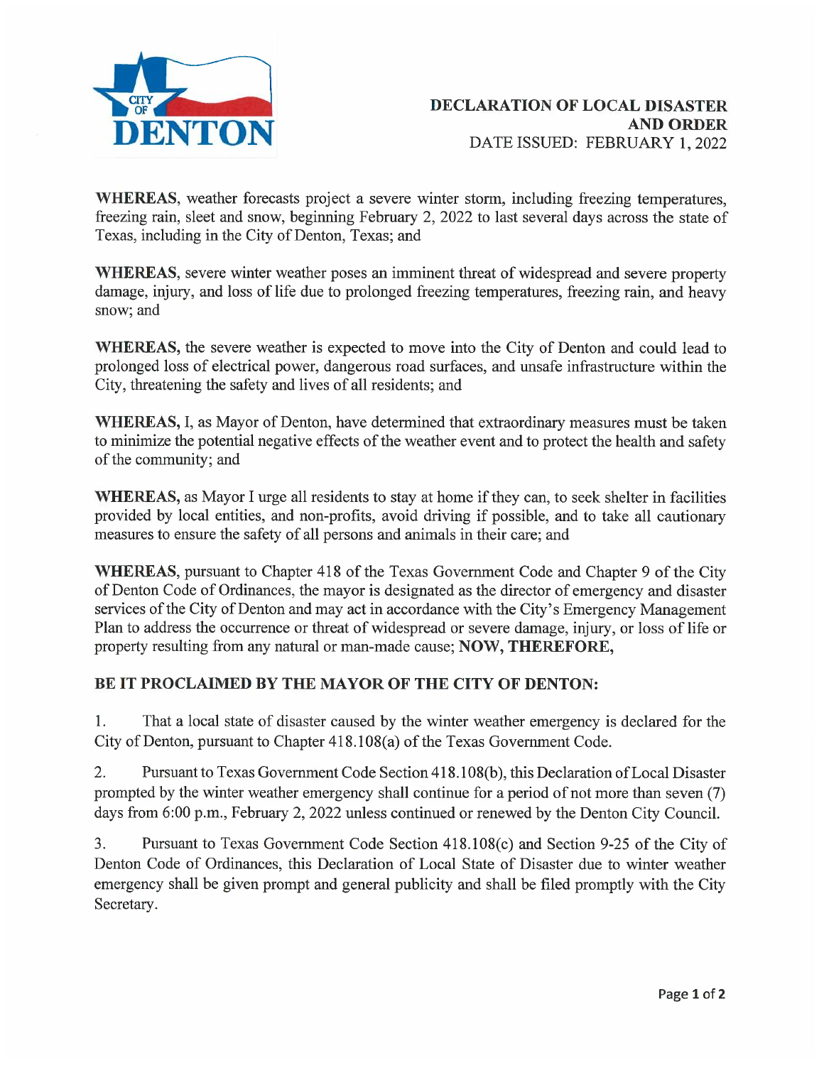CITY OF DENTON

# DECLARATION OF LOCAL DISASTER AND ORDER

DATE ISSUED: FEBRUARY 1, 2022

**WHEREAS**, weather forecasts project a severe winter storm, including freezing temperatures, freezing rain, sleet and snow, beginning February 2, 2022 to last several days across the state of Texas, including in the City of Denton, Texas; and

**WHEREAS**, severe winter weather poses an imminent threat of widespread and severe property damage, injury, and loss of life due to prolonged freezing temperatures, freezing rain, and heavy snow; and

**WHEREAS,** the severe weather is expected to move into the City of Denton and could lead to prolonged loss of electrical power, dangerous road surfaces, and unsafe infrastructure within the City, threatening the safety and lives of all residents; and

**WHEREAS,** I, as Mayor of Denton, have determined that extraordinary measures must be taken to minimize the potential negative effects of the weather event and to protect the health and safety of the community; and

**WHEREAS,** as Mayor I urge all residents to stay at home if they can, to seek shelter in facilities provided by local entities, and non-profits, avoid driving if possible, and to take all cautionary measures to ensure the safety of all persons and animals in their care; and

**WHEREAS,** pursuant to Chapter 418 of the Texas Government Code and Chapter 9 of the City of Denton Code of Ordinances, the mayor is designated as the director of emergency and disaster services of the City of Denton and may act in accordance with the City's Emergency Management Plan to address the occurrence or threat of widespread or severe damage, injury, or loss of life or property resulting from any natural or man-made cause; **NOW, THEREFORE,**

**BE IT PROCLAIMED BY THE MAYOR OF THE CITY OF DENTON:**

1. That a local state of disaster caused by the winter weather emergency is declared for the City of Denton, pursuant to Chapter 418.108(a) of the Texas Government Code.

2. Pursuant to Texas Government Code Section 418.108(b), this Declaration of Local Disaster prompted by the winter weather emergency shall continue for a period of not more than seven (7) days from 6:00 p.m., February 2, 2022 unless continued or renewed by the Denton City Council.

3. Pursuant to Texas Government Code Section 418.108(c) and Section 9-25 of the City of Denton Code of Ordinances, this Declaration of Local State of Disaster due to winter weather emergency shall be given prompt and general publicity and shall be filed promptly with the City Secretary.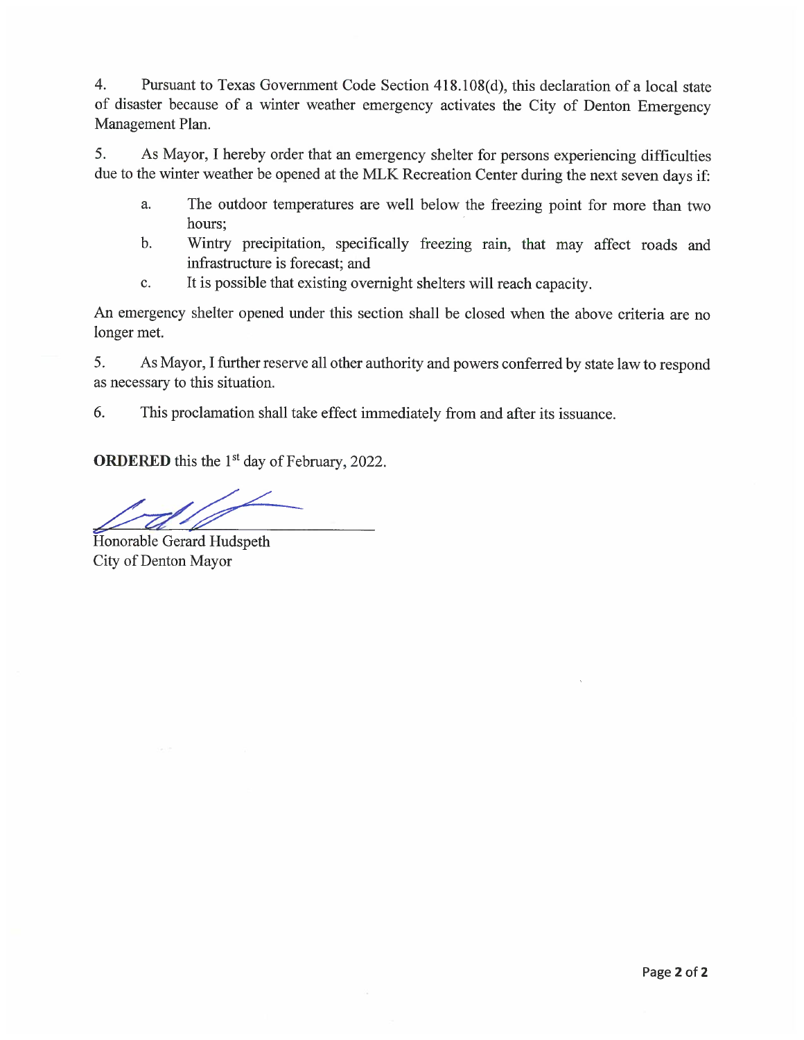4. Pursuant to Texas Government Code Section 418.108(d), this declaration of a local state of disaster because of a winter weather emergency activates the City of Denton Emergency Management Plan.

5. As Mayor, I hereby order that an emergency shelter for persons experiencing difficulties due to the winter weather be opened at the MLK Recreation Center during the next seven days if:

   a. The outdoor temperatures are well below the freezing point for more than two hours;
   b. Wintry precipitation, specifically freezing rain, that may affect roads and infrastructure is forecast; and
   c. It is possible that existing overnight shelters will reach capacity.

An emergency shelter opened under this section shall be closed when the above criteria are no longer met.

5. As Mayor, I further reserve all other authority and powers conferred by state law to respond as necessary to this situation.

6. This proclamation shall take effect immediately from and after its issuance.

**ORDERED** this the 1st day of February, 2022.

Honorable Gerard Hudspeth
City of Denton Mayor